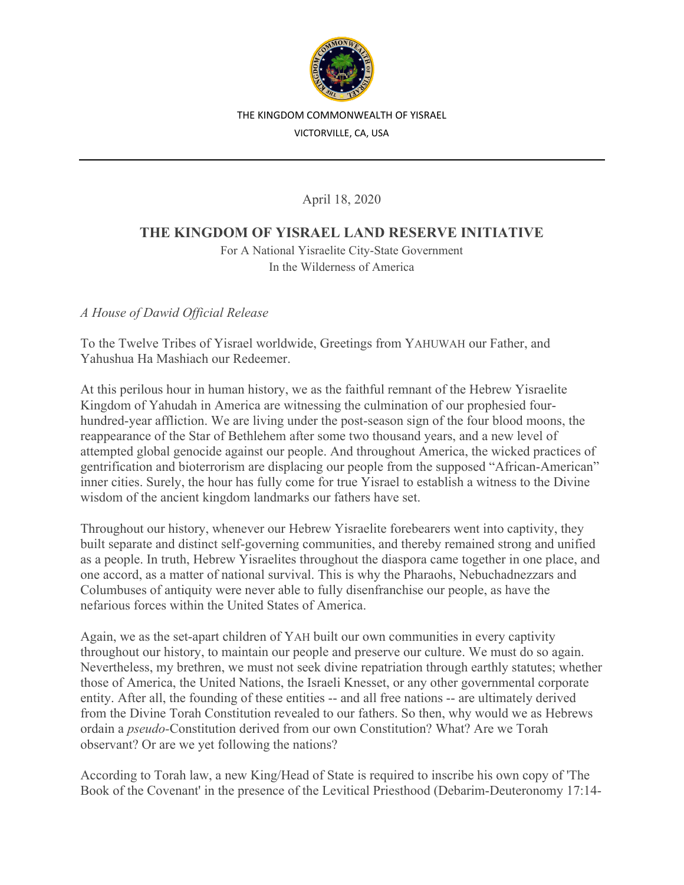THE KINGDOM COMMONWEALTH OF YISRAEL

VICTORVILLE, CA, USA

---

April 18, 2020

## THE KINGDOM OF YISRAEL LAND RESERVE INITIATIVE

For A National Yisraelite City-State Government
In the Wilderness of America

*A House of Dawid Official Release*

To the Twelve Tribes of Yisrael worldwide, Greetings from YAHUWAH our Father, and Yahushua Ha Mashiach our Redeemer.

At this perilous hour in human history, we as the faithful remnant of the Hebrew Yisraelite Kingdom of Yahudah in America are witnessing the culmination of our prophesied four-hundred-year affliction. We are living under the post-season sign of the four blood moons, the reappearance of the Star of Bethlehem after some two thousand years, and a new level of attempted global genocide against our people. And throughout America, the wicked practices of gentrification and bioterrorism are displacing our people from the supposed "African-American" inner cities. Surely, the hour has fully come for true Yisrael to establish a witness to the Divine wisdom of the ancient kingdom landmarks our fathers have set.

Throughout our history, whenever our Hebrew Yisraelite forebearers went into captivity, they built separate and distinct self-governing communities, and thereby remained strong and unified as a people. In truth, Hebrew Yisraelites throughout the diaspora came together in one place, and one accord, as a matter of national survival. This is why the Pharaohs, Nebuchadnezzars and Columbuses of antiquity were never able to fully disenfranchise our people, as have the nefarious forces within the United States of America.

Again, we as the set-apart children of YAH built our own communities in every captivity throughout our history, to maintain our people and preserve our culture. We must do so again. Nevertheless, my brethren, we must not seek divine repatriation through earthly statutes; whether those of America, the United Nations, the Israeli Knesset, or any other governmental corporate entity. After all, the founding of these entities -- and all free nations -- are ultimately derived from the Divine Torah Constitution revealed to our fathers. So then, why would we as Hebrews ordain a *pseudo*-Constitution derived from our own Constitution? What? Are we Torah observant? Or are we yet following the nations?

According to Torah law, a new King/Head of State is required to inscribe his own copy of 'The Book of the Covenant' in the presence of the Levitical Priesthood (Debarim-Deuteronomy 17:14-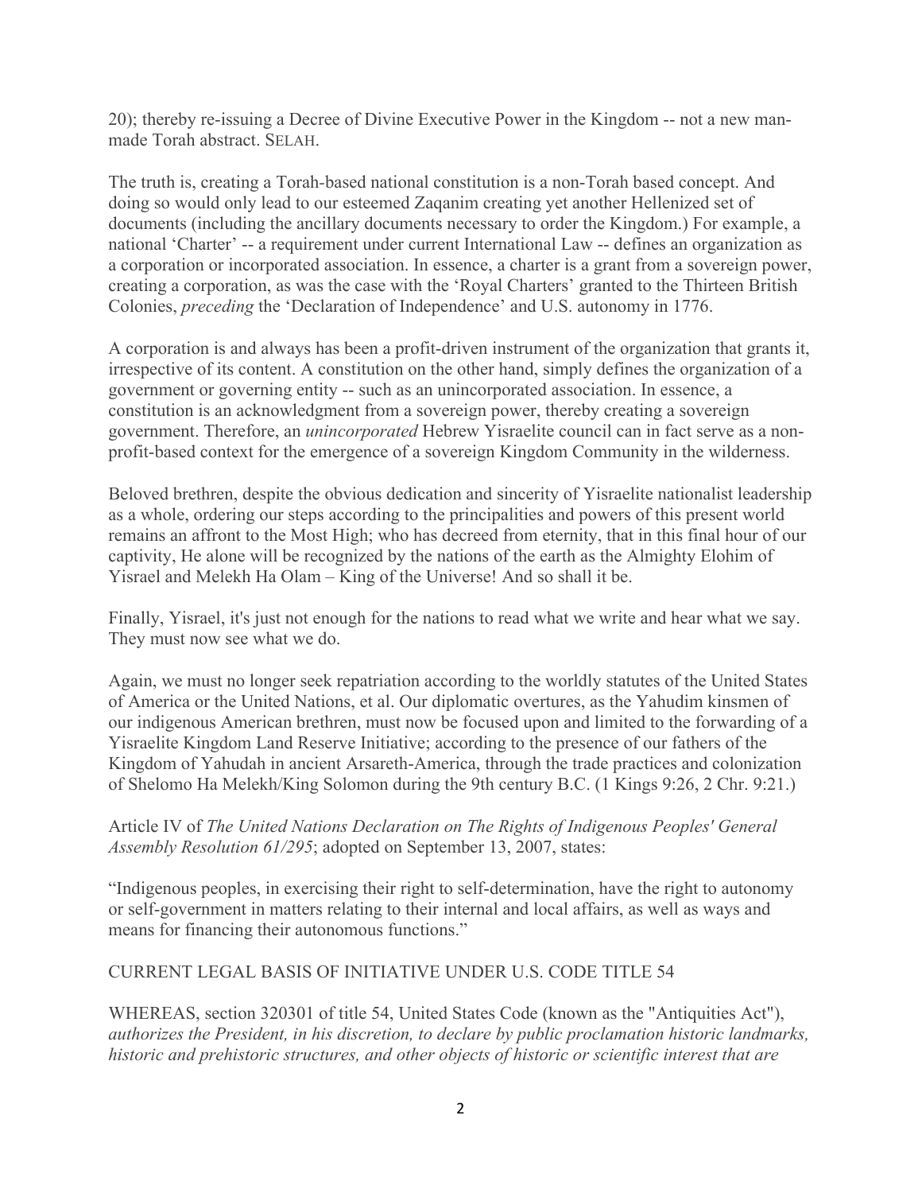20); thereby re-issuing a Decree of Divine Executive Power in the Kingdom -- not a new man-made Torah abstract. SELAH.

The truth is, creating a Torah-based national constitution is a non-Torah based concept. And doing so would only lead to our esteemed Zaqanim creating yet another Hellenized set of documents (including the ancillary documents necessary to order the Kingdom.) For example, a national 'Charter' -- a requirement under current International Law -- defines an organization as a corporation or incorporated association. In essence, a charter is a grant from a sovereign power, creating a corporation, as was the case with the 'Royal Charters' granted to the Thirteen British Colonies, *preceding* the 'Declaration of Independence' and U.S. autonomy in 1776.

A corporation is and always has been a profit-driven instrument of the organization that grants it, irrespective of its content. A constitution on the other hand, simply defines the organization of a government or governing entity -- such as an unincorporated association. In essence, a constitution is an acknowledgment from a sovereign power, thereby creating a sovereign government. Therefore, an *unincorporated* Hebrew Yisraelite council can in fact serve as a non-profit-based context for the emergence of a sovereign Kingdom Community in the wilderness.

Beloved brethren, despite the obvious dedication and sincerity of Yisraelite nationalist leadership as a whole, ordering our steps according to the principalities and powers of this present world remains an affront to the Most High; who has decreed from eternity, that in this final hour of our captivity, He alone will be recognized by the nations of the earth as the Almighty Elohim of Yisrael and Melekh Ha Olam – King of the Universe! And so shall it be.

Finally, Yisrael, it's just not enough for the nations to read what we write and hear what we say. They must now see what we do.

Again, we must no longer seek repatriation according to the worldly statutes of the United States of America or the United Nations, et al. Our diplomatic overtures, as the Yahudim kinsmen of our indigenous American brethren, must now be focused upon and limited to the forwarding of a Yisraelite Kingdom Land Reserve Initiative; according to the presence of our fathers of the Kingdom of Yahudah in ancient Arsareth-America, through the trade practices and colonization of Shelomo Ha Melekh/King Solomon during the 9th century B.C. (1 Kings 9:26, 2 Chr. 9:21.)

Article IV of *The United Nations Declaration on The Rights of Indigenous Peoples' General Assembly Resolution 61/295*; adopted on September 13, 2007, states:

"Indigenous peoples, in exercising their right to self-determination, have the right to autonomy or self-government in matters relating to their internal and local affairs, as well as ways and means for financing their autonomous functions."

CURRENT LEGAL BASIS OF INITIATIVE UNDER U.S. CODE TITLE 54

WHEREAS, section 320301 of title 54, United States Code (known as the "Antiquities Act"), *authorizes the President, in his discretion, to declare by public proclamation historic landmarks, historic and prehistoric structures, and other objects of historic or scientific interest that are*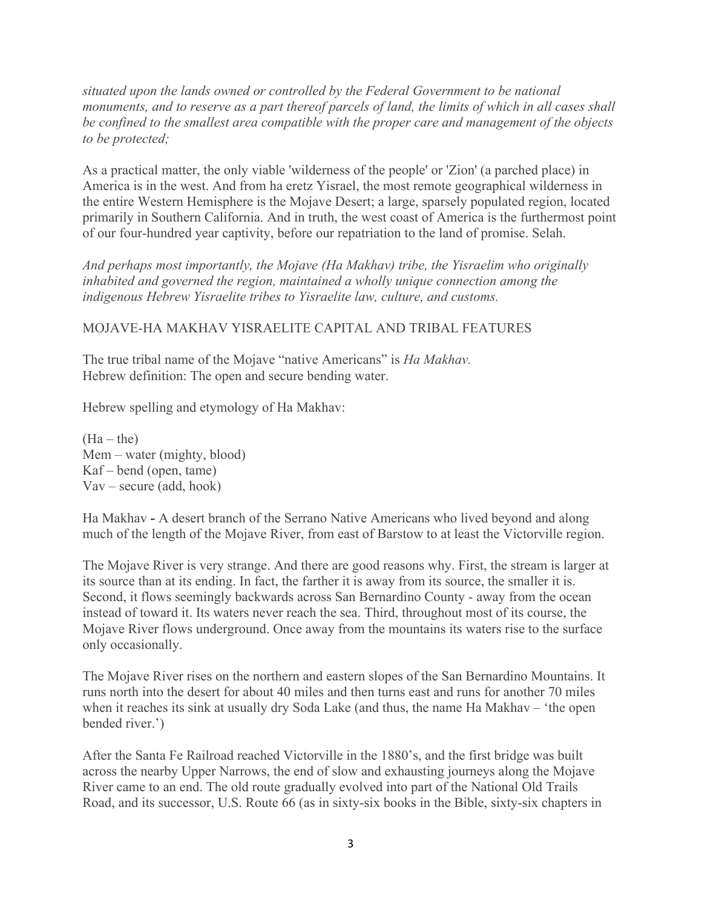*situated upon the lands owned or controlled by the Federal Government to be national monuments, and to reserve as a part thereof parcels of land, the limits of which in all cases shall be confined to the smallest area compatible with the proper care and management of the objects to be protected;*

As a practical matter, the only viable 'wilderness of the people' or 'Zion' (a parched place) in America is in the west. And from ha eretz Yisrael, the most remote geographical wilderness in the entire Western Hemisphere is the Mojave Desert; a large, sparsely populated region, located primarily in Southern California. And in truth, the west coast of America is the furthermost point of our four-hundred year captivity, before our repatriation to the land of promise. Selah.

*And perhaps most importantly, the Mojave (Ha Makhav) tribe, the Yisraelim who originally inhabited and governed the region, maintained a wholly unique connection among the indigenous Hebrew Yisraelite tribes to Yisraelite law, culture, and customs.*

MOJAVE-HA MAKHAV YISRAELITE CAPITAL AND TRIBAL FEATURES

The true tribal name of the Mojave "native Americans" is *Ha Makhav.*
Hebrew definition: The open and secure bending water.

Hebrew spelling and etymology of Ha Makhav:

(Ha – the)
Mem – water (mighty, blood)
Kaf – bend (open, tame)
Vav – secure (add, hook)

Ha Makhav **-** A desert branch of the Serrano Native Americans who lived beyond and along much of the length of the Mojave River, from east of Barstow to at least the Victorville region.

The Mojave River is very strange. And there are good reasons why. First, the stream is larger at its source than at its ending. In fact, the farther it is away from its source, the smaller it is. Second, it flows seemingly backwards across San Bernardino County - away from the ocean instead of toward it. Its waters never reach the sea. Third, throughout most of its course, the Mojave River flows underground. Once away from the mountains its waters rise to the surface only occasionally.

The Mojave River rises on the northern and eastern slopes of the San Bernardino Mountains. It runs north into the desert for about 40 miles and then turns east and runs for another 70 miles when it reaches its sink at usually dry Soda Lake (and thus, the name Ha Makhav – 'the open bended river.')

After the Santa Fe Railroad reached Victorville in the 1880's, and the first bridge was built across the nearby Upper Narrows, the end of slow and exhausting journeys along the Mojave River came to an end. The old route gradually evolved into part of the National Old Trails Road, and its successor, U.S. Route 66 (as in sixty-six books in the Bible, sixty-six chapters in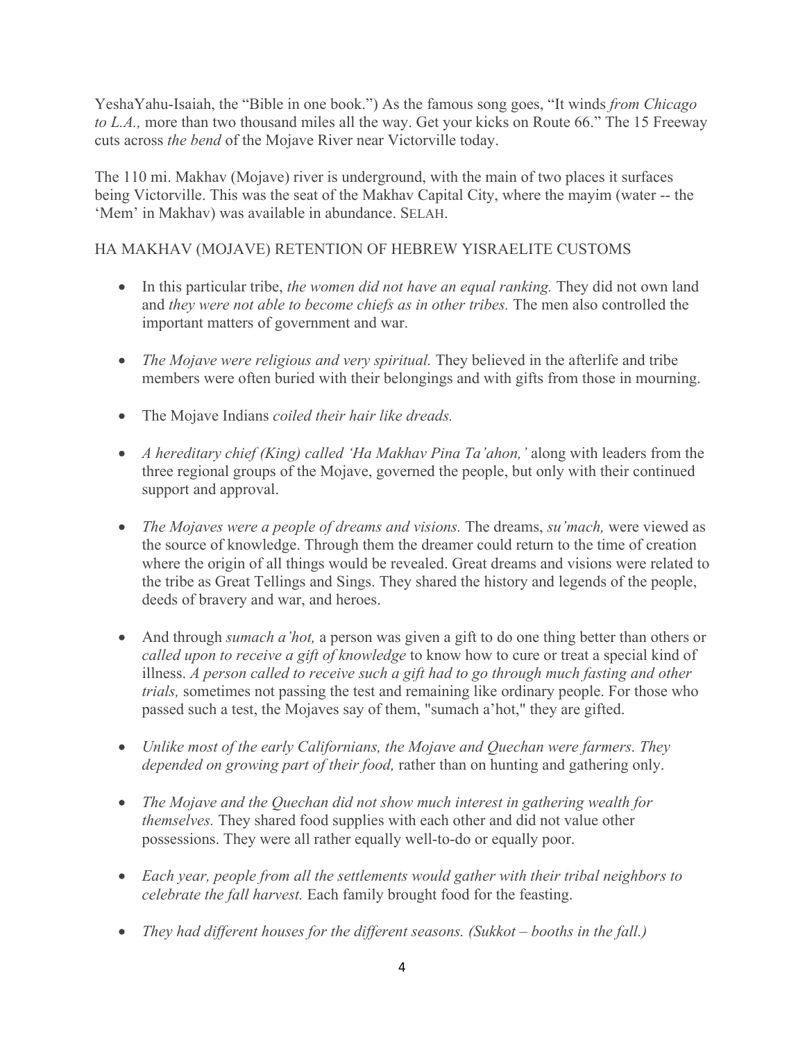YeshaYahu-Isaiah, the "Bible in one book.") As the famous song goes, "It winds *from Chicago to L.A.,* more than two thousand miles all the way. Get your kicks on Route 66." The 15 Freeway cuts across *the bend* of the Mojave River near Victorville today.

The 110 mi. Makhav (Mojave) river is underground, with the main of two places it surfaces being Victorville. This was the seat of the Makhav Capital City, where the mayim (water -- the 'Mem' in Makhav) was available in abundance. SELAH.

HA MAKHAV (MOJAVE) RETENTION OF HEBREW YISRAELITE CUSTOMS

- In this particular tribe, *the women did not have an equal ranking.* They did not own land and *they were not able to become chiefs as in other tribes.* The men also controlled the important matters of government and war.

- *The Mojave were religious and very spiritual.* They believed in the afterlife and tribe members were often buried with their belongings and with gifts from those in mourning.

- The Mojave Indians *coiled their hair like dreads.*

- *A hereditary chief (King) called 'Ha Makhav Pina Ta'ahon,'* along with leaders from the three regional groups of the Mojave, governed the people, but only with their continued support and approval.

- *The Mojaves were a people of dreams and visions.* The dreams, *su'mach,* were viewed as the source of knowledge. Through them the dreamer could return to the time of creation where the origin of all things would be revealed. Great dreams and visions were related to the tribe as Great Tellings and Sings. They shared the history and legends of the people, deeds of bravery and war, and heroes.

- And through *sumach a'hot,* a person was given a gift to do one thing better than others or *called upon to receive a gift of knowledge* to know how to cure or treat a special kind of illness. *A person called to receive such a gift had to go through much fasting and other trials,* sometimes not passing the test and remaining like ordinary people. For those who passed such a test, the Mojaves say of them, "sumach a'hot," they are gifted.

- *Unlike most of the early Californians, the Mojave and Quechan were farmers. They depended on growing part of their food,* rather than on hunting and gathering only.

- *The Mojave and the Quechan did not show much interest in gathering wealth for themselves.* They shared food supplies with each other and did not value other possessions. They were all rather equally well-to-do or equally poor.

- *Each year, people from all the settlements would gather with their tribal neighbors to celebrate the fall harvest.* Each family brought food for the feasting.

- *They had different houses for the different seasons. (Sukkot – booths in the fall.)*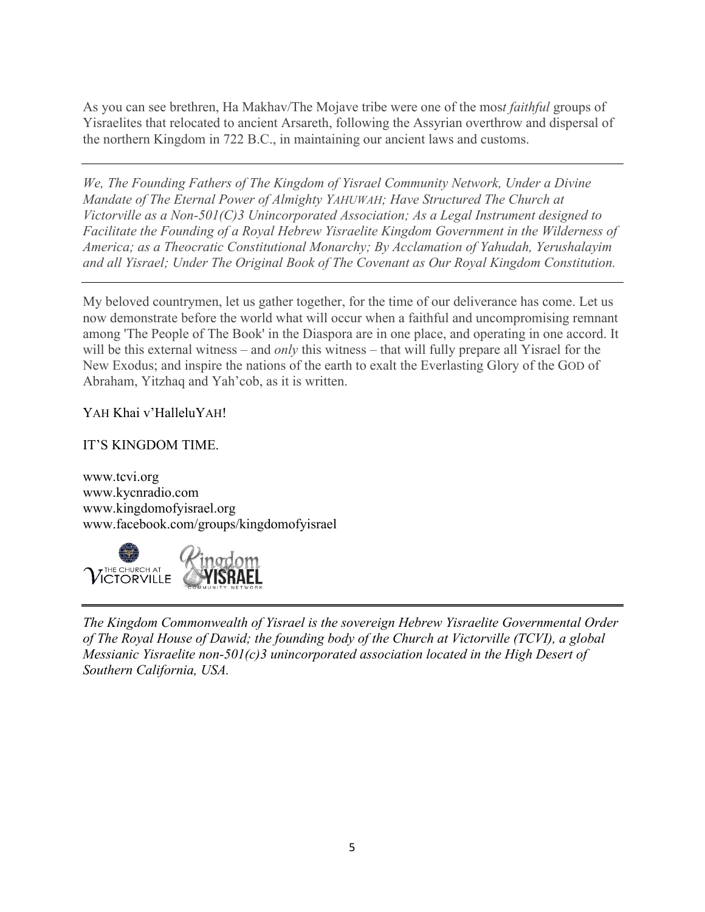As you can see brethren, Ha Makhav/The Mojave tribe were one of the mos*t faithful* groups of Yisraelites that relocated to ancient Arsareth, following the Assyrian overthrow and dispersal of the northern Kingdom in 722 B.C., in maintaining our ancient laws and customs.

---

*We, The Founding Fathers of The Kingdom of Yisrael Community Network, Under a Divine Mandate of The Eternal Power of Almighty YAHUWAH; Have Structured The Church at Victorville as a Non-501(C)3 Unincorporated Association; As a Legal Instrument designed to Facilitate the Founding of a Royal Hebrew Yisraelite Kingdom Government in the Wilderness of America; as a Theocratic Constitutional Monarchy; By Acclamation of Yahudah, Yerushalayim and all Yisrael; Under The Original Book of The Covenant as Our Royal Kingdom Constitution.*

---

My beloved countrymen, let us gather together, for the time of our deliverance has come. Let us now demonstrate before the world what will occur when a faithful and uncompromising remnant among 'The People of The Book' in the Diaspora are in one place, and operating in one accord. It will be this external witness – and *only* this witness – that will fully prepare all Yisrael for the New Exodus; and inspire the nations of the earth to exalt the Everlasting Glory of the GOD of Abraham, Yitzhaq and Yah'cob, as it is written.

YAH Khai v'HalleluYAH!

IT'S KINGDOM TIME.

www.tcvi.org
www.kycnradio.com
www.kingdomofyisrael.org
www.facebook.com/groups/kingdomofyisrael

THE CHURCH AT VICTORVILLE    Kingdom YISRAEL COMMUNITY NETWORK

---

*The Kingdom Commonwealth of Yisrael is the sovereign Hebrew Yisraelite Governmental Order of The Royal House of Dawid; the founding body of the Church at Victorville (TCVI), a global Messianic Yisraelite non-501(c)3 unincorporated association located in the High Desert of Southern California, USA.*